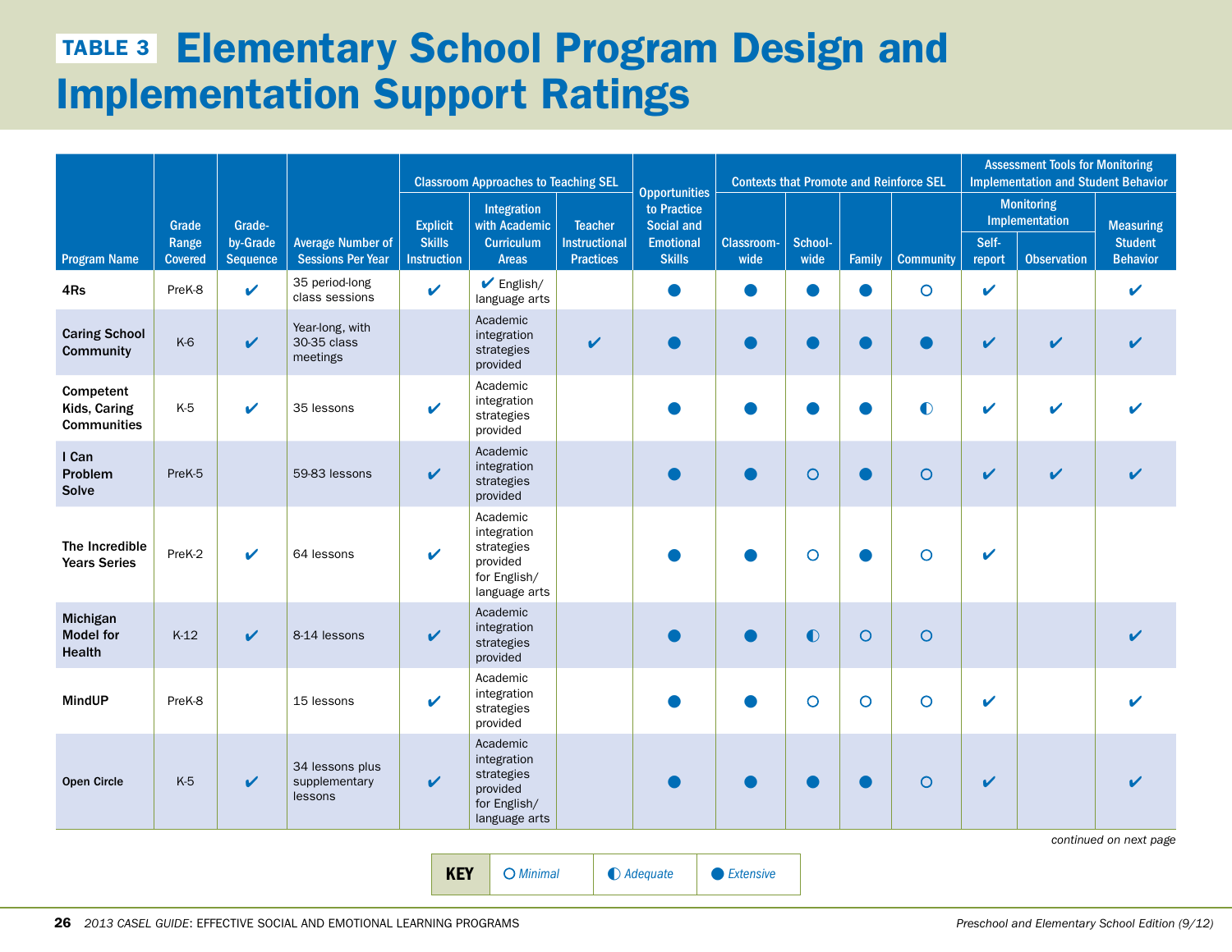# TABLE 3 Elementary School Program Design and Implementation Support Ratings

| Program Name | Grade Range Covered | Grade-by-Grade Sequence | Average Number of Sessions Per Year | Classroom Approaches to Teaching SEL | | | Opportunities to Practice Social and Emotional Skills | Contexts that Promote and Reinforce SEL | | | | Assessment Tools for Monitoring Implementation and Student Behavior | | |
|---|---|---|---|---|---|---|---|---|---|---|---|---|---|---|
| | | | | Explicit Skills Instruction | Integration with Academic Curriculum Areas | Teacher Instructional Practices | | Classroom-wide | School-wide | Family | Community | Monitoring Implementation: Self-report | Monitoring Implementation: Observation | Measuring Student Behavior |
| 4Rs | PreK-8 | ✔ | 35 period-long class sessions | ✔ | ✔ English/ language arts | | ● | ● | ● | ● | ○ | ✔ | | ✔ |
| Caring School Community | K-6 | ✔ | Year-long, with 30-35 class meetings | | Academic integration strategies provided | ✔ | ● | ● | ● | ● | ● | ✔ | ✔ | ✔ |
| Competent Kids, Caring Communities | K-5 | ✔ | 35 lessons | ✔ | Academic integration strategies provided | | ● | ● | ● | ● | ◐ | ✔ | ✔ | ✔ |
| I Can Problem Solve | PreK-5 | | 59-83 lessons | ✔ | Academic integration strategies provided | | ● | ● | ○ | ● | ○ | ✔ | ✔ | ✔ |
| The Incredible Years Series | PreK-2 | ✔ | 64 lessons | ✔ | Academic integration strategies provided for English/ language arts | | ● | ● | ○ | ● | ○ | ✔ | | |
| Michigan Model for Health | K-12 | ✔ | 8-14 lessons | ✔ | Academic integration strategies provided | | ● | ● | ◐ | ○ | ○ | | | ✔ |
| MindUP | PreK-8 | | 15 lessons | ✔ | Academic integration strategies provided | | ● | ● | ○ | ○ | ○ | ✔ | | ✔ |
| Open Circle | K-5 | ✔ | 34 lessons plus supplementary lessons | ✔ | Academic integration strategies provided for English/ language arts | | ● | ● | ● | ● | ○ | ✔ | | ✔ |

*continued on next page*

**KEY** ○ *Minimal* ◐ *Adequate* ● *Extensive*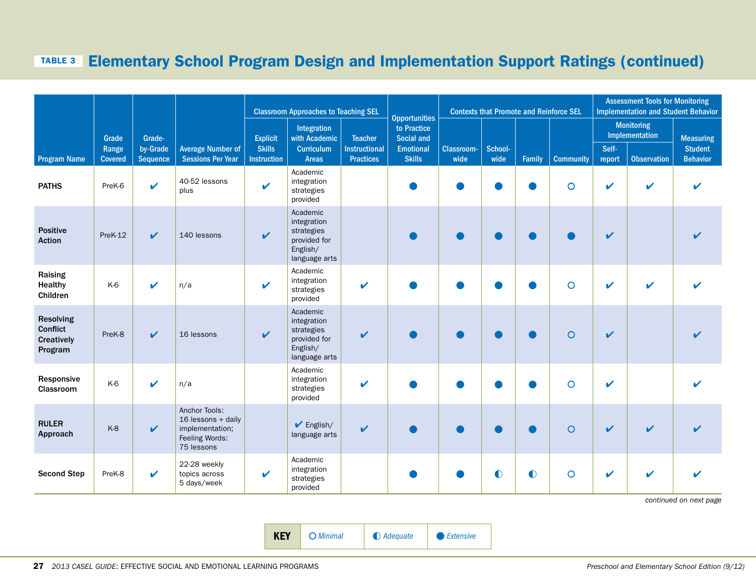## TABLE 3 Elementary School Program Design and Implementation Support Ratings (continued)

| Program Name | Grade Range Covered | Grade-by-Grade Sequence | Average Number of Sessions Per Year | Classroom Approaches to Teaching SEL | | | Opportunities to Practice Social and Emotional Skills | Contexts that Promote and Reinforce SEL | | | | Assessment Tools for Monitoring Implementation and Student Behavior | | |
|---|---|---|---|---|---|---|---|---|---|---|---|---|---|---|
| | | | | Explicit Skills Instruction | Integration with Academic Curriculum Areas | Teacher Instructional Practices | | Classroom-wide | School-wide | Family | Community | Monitoring Implementation: Self-report | Monitoring Implementation: Observation | Measuring Student Behavior |
| **PATHS** | PreK-6 | ✔ | 40-52 lessons plus | ✔ | Academic integration strategies provided | | ● | ● | ● | ● | ○ | ✔ | ✔ | ✔ |
| **Positive Action** | PreK-12 | ✔ | 140 lessons | ✔ | Academic integration strategies provided for English/ language arts | | ● | ● | ● | ● | ● | ✔ | | ✔ |
| **Raising Healthy Children** | K-6 | ✔ | n/a | ✔ | Academic integration strategies provided | ✔ | ● | ● | ● | ● | ○ | ✔ | ✔ | ✔ |
| **Resolving Conflict Creatively Program** | PreK-8 | ✔ | 16 lessons | ✔ | Academic integration strategies provided for English/ language arts | ✔ | ● | ● | ● | ● | ○ | ✔ | | ✔ |
| **Responsive Classroom** | K-6 | ✔ | n/a | | Academic integration strategies provided | ✔ | ● | ● | ● | ● | ○ | ✔ | | ✔ |
| **RULER Approach** | K-8 | ✔ | Anchor Tools: 16 lessons + daily implementation; Feeling Words: 75 lessons | | ✔ English/ language arts | ✔ | ● | ● | ● | ● | ○ | ✔ | ✔ | ✔ |
| **Second Step** | PreK-8 | ✔ | 22-28 weekly topics across 5 days/week | ✔ | Academic integration strategies provided | | ● | ● | ◐ | ◐ | ○ | ✔ | ✔ | ✔ |

*continued on next page*

| KEY | ○ *Minimal* | ◐ *Adequate* | ● *Extensive* |
|---|---|---|---|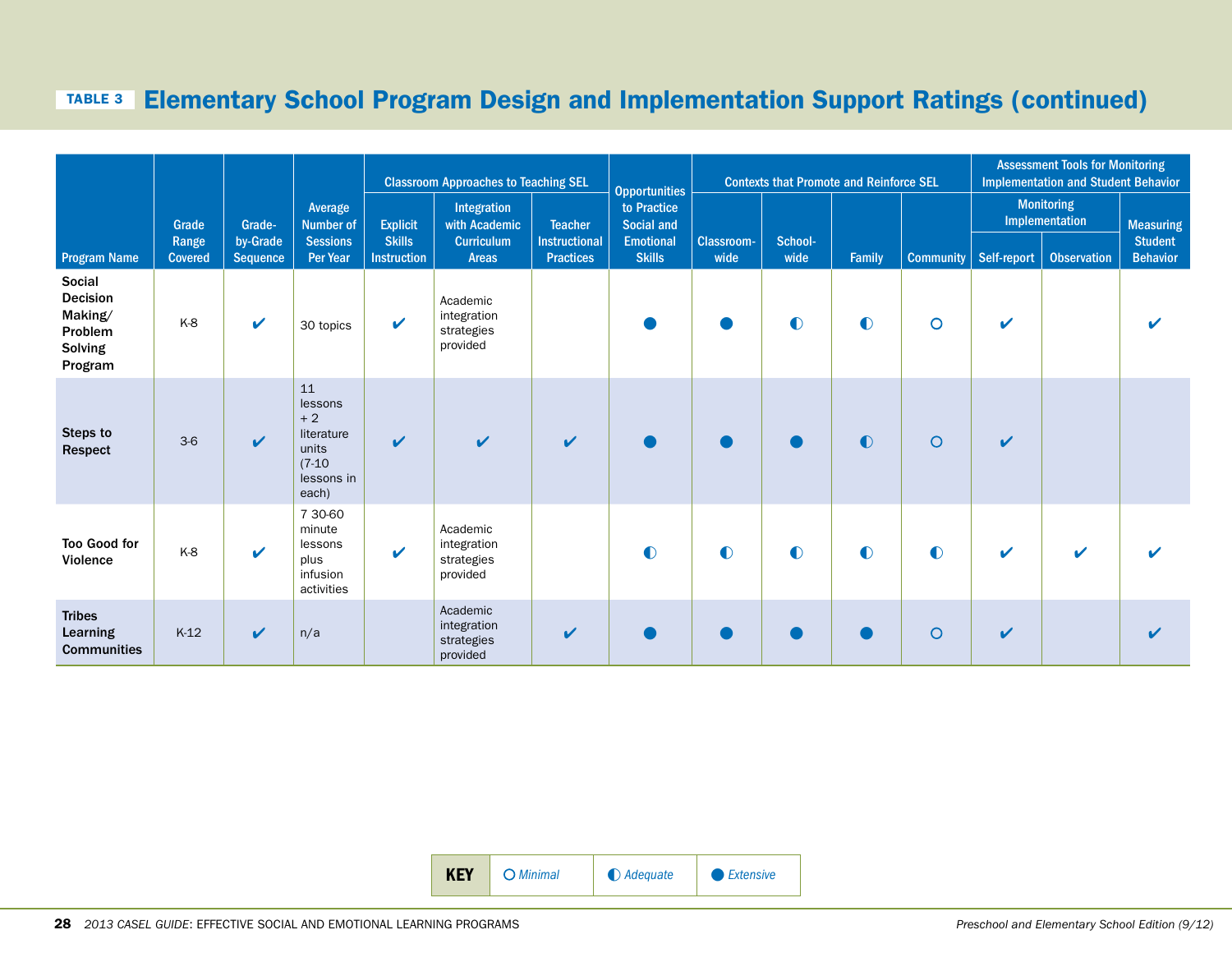## TABLE 3 Elementary School Program Design and Implementation Support Ratings (continued)

| Program Name | Grade Range Covered | Grade-by-Grade Sequence | Average Number of Sessions Per Year | Classroom Approaches to Teaching SEL | | | Opportunities to Practice Social and Emotional Skills | Contexts that Promote and Reinforce SEL | | | | Assessment Tools for Monitoring Implementation and Student Behavior | | |
|---|---|---|---|---|---|---|---|---|---|---|---|---|---|---|
| | | | | Explicit Skills Instruction | Integration with Academic Curriculum Areas | Teacher Instructional Practices | | Classroom-wide | School-wide | Family | Community | Monitoring Implementation: Self-report | Monitoring Implementation: Observation | Measuring Student Behavior |
| Social Decision Making/ Problem Solving Program | K-8 | ✔ | 30 topics | ✔ | Academic integration strategies provided | | ● | ● | ◐ | ◐ | ○ | ✔ | | ✔ |
| Steps to Respect | 3-6 | ✔ | 11 lessons + 2 literature units (7-10 lessons in each) | ✔ | ✔ | ✔ | ● | ● | ● | ◐ | ○ | ✔ | | |
| Too Good for Violence | K-8 | ✔ | 7 30-60 minute lessons plus infusion activities | ✔ | Academic integration strategies provided | | ◐ | ◐ | ◐ | ◐ | ◐ | ✔ | ✔ | ✔ |
| Tribes Learning Communities | K-12 | ✔ | n/a | | Academic integration strategies provided | ✔ | ● | ● | ● | ● | ○ | ✔ | | ✔ |

**KEY** ○ *Minimal* ◐ *Adequate* ● *Extensive*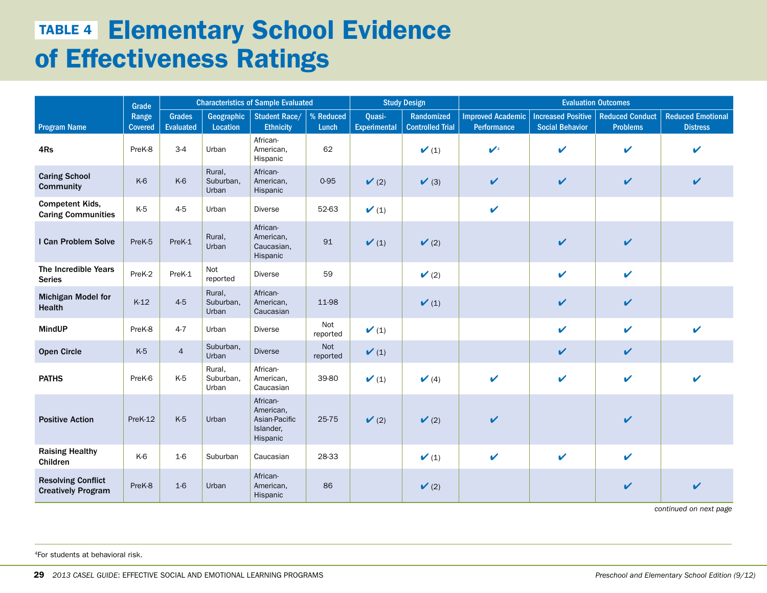# TABLE 4 Elementary School Evidence of Effectiveness Ratings

| Program Name | Grade Range Covered | Characteristics of Sample Evaluated | | | | Study Design | | Evaluation Outcomes | | | |
|---|---|---|---|---|---|---|---|---|---|---|---|
| | | Grades Evaluated | Geographic Location | Student Race/ Ethnicity | % Reduced Lunch | Quasi-Experimental | Randomized Controlled Trial | Improved Academic Performance | Increased Positive Social Behavior | Reduced Conduct Problems | Reduced Emotional Distress |
| **4Rs** | PreK-8 | 3-4 | Urban | African-American, Hispanic | 62 | | ✔ (1) | ✔[4] | ✔ | ✔ | ✔ |
| **Caring School Community** | K-6 | K-6 | Rural, Suburban, Urban | African-American, Hispanic | 0-95 | ✔ (2) | ✔ (3) | ✔ | ✔ | ✔ | ✔ |
| **Competent Kids, Caring Communities** | K-5 | 4-5 | Urban | Diverse | 52-63 | ✔ (1) | | ✔ | | | |
| **I Can Problem Solve** | PreK-5 | PreK-1 | Rural, Urban | African-American, Caucasian, Hispanic | 91 | ✔ (1) | ✔ (2) | | ✔ | ✔ | |
| **The Incredible Years Series** | PreK-2 | PreK-1 | Not reported | Diverse | 59 | | ✔ (2) | | ✔ | ✔ | |
| **Michigan Model for Health** | K-12 | 4-5 | Rural, Suburban, Urban | African-American, Caucasian | 11-98 | | ✔ (1) | | ✔ | ✔ | |
| **MindUP** | PreK-8 | 4-7 | Urban | Diverse | Not reported | ✔ (1) | | | ✔ | ✔ | ✔ |
| **Open Circle** | K-5 | 4 | Suburban, Urban | Diverse | Not reported | ✔ (1) | | | ✔ | ✔ | |
| **PATHS** | PreK-6 | K-5 | Rural, Suburban, Urban | African-American, Caucasian | 39-80 | ✔ (1) | ✔ (4) | ✔ | ✔ | ✔ | ✔ |
| **Positive Action** | PreK-12 | K-5 | Urban | African-American, Asian-Pacific Islander, Hispanic | 25-75 | ✔ (2) | ✔ (2) | ✔ | | ✔ | |
| **Raising Healthy Children** | K-6 | 1-6 | Suburban | Caucasian | 28-33 | | ✔ (1) | ✔ | ✔ | ✔ | |
| **Resolving Conflict Creatively Program** | PreK-8 | 1-6 | Urban | African-American, Hispanic | 86 | | ✔ (2) | | | ✔ | ✔ |

*continued on next page*

[4]For students at behavioral risk.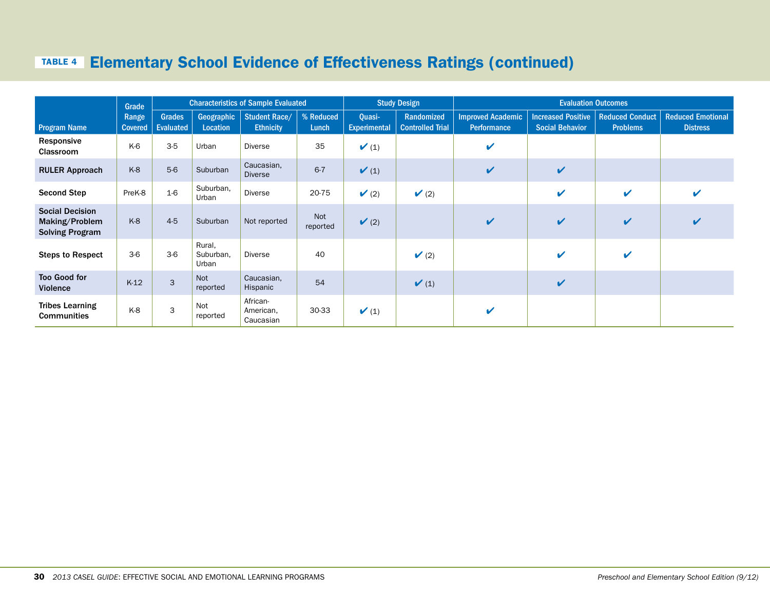## TABLE 4 Elementary School Evidence of Effectiveness Ratings (continued)

| Program Name | Grade Range Covered | Characteristics of Sample Evaluated | | | | Study Design | | Evaluation Outcomes | | | |
|---|---|---|---|---|---|---|---|---|---|---|---|
| | | Grades Evaluated | Geographic Location | Student Race/ Ethnicity | % Reduced Lunch | Quasi-Experimental | Randomized Controlled Trial | Improved Academic Performance | Increased Positive Social Behavior | Reduced Conduct Problems | Reduced Emotional Distress |
| **Responsive Classroom** | K-6 | 3-5 | Urban | Diverse | 35 | ✔ (1) | | ✔ | | | |
| **RULER Approach** | K-8 | 5-6 | Suburban | Caucasian, Diverse | 6-7 | ✔ (1) | | ✔ | ✔ | | |
| **Second Step** | PreK-8 | 1-6 | Suburban, Urban | Diverse | 20-75 | ✔ (2) | ✔ (2) | | ✔ | ✔ | ✔ |
| **Social Decision Making/Problem Solving Program** | K-8 | 4-5 | Suburban | Not reported | Not reported | ✔ (2) | | ✔ | ✔ | ✔ | ✔ |
| **Steps to Respect** | 3-6 | 3-6 | Rural, Suburban, Urban | Diverse | 40 | | ✔ (2) | | ✔ | ✔ | |
| **Too Good for Violence** | K-12 | 3 | Not reported | Caucasian, Hispanic | 54 | | ✔ (1) | | ✔ | | |
| **Tribes Learning Communities** | K-8 | 3 | Not reported | African-American, Caucasian | 30-33 | ✔ (1) | | ✔ | | | |